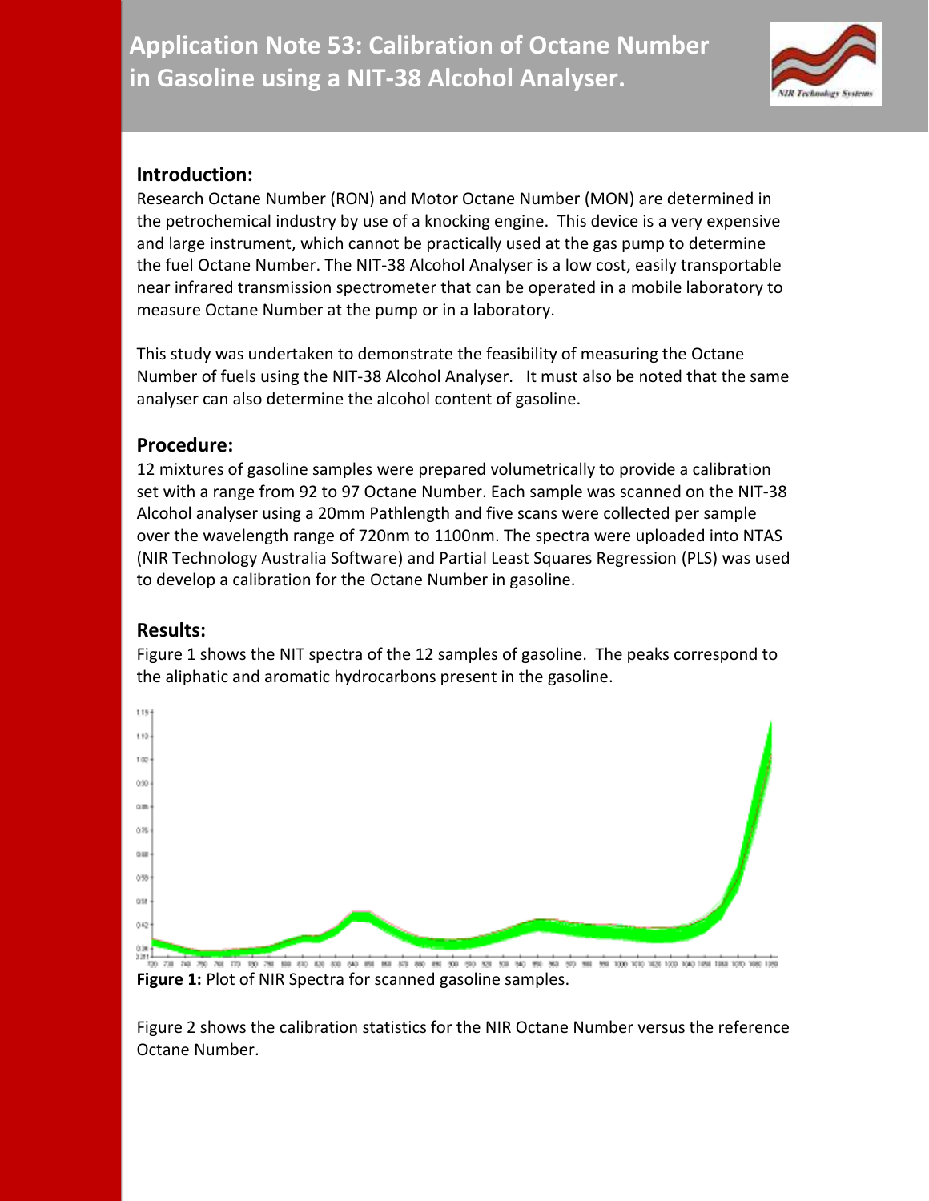# Application Note 53: Calibration of Octane Number in Gasoline using a NIT-38 Alcohol Analyser.

## Introduction:

Research Octane Number (RON) and Motor Octane Number (MON) are determined in the petrochemical industry by use of a knocking engine. This device is a very expensive and large instrument, which cannot be practically used at the gas pump to determine the fuel Octane Number. The NIT-38 Alcohol Analyser is a low cost, easily transportable near infrared transmission spectrometer that can be operated in a mobile laboratory to measure Octane Number at the pump or in a laboratory.

This study was undertaken to demonstrate the feasibility of measuring the Octane Number of fuels using the NIT-38 Alcohol Analyser. It must also be noted that the same analyser can also determine the alcohol content of gasoline.

## Procedure:

12 mixtures of gasoline samples were prepared volumetrically to provide a calibration set with a range from 92 to 97 Octane Number. Each sample was scanned on the NIT-38 Alcohol analyser using a 20mm Pathlength and five scans were collected per sample over the wavelength range of 720nm to 1100nm. The spectra were uploaded into NTAS (NIR Technology Australia Software) and Partial Least Squares Regression (PLS) was used to develop a calibration for the Octane Number in gasoline.

## Results:

Figure 1 shows the NIT spectra of the 12 samples of gasoline. The peaks correspond to the aliphatic and aromatic hydrocarbons present in the gasoline.

**Figure 1:** Plot of NIR Spectra for scanned gasoline samples.

Figure 2 shows the calibration statistics for the NIR Octane Number versus the reference Octane Number.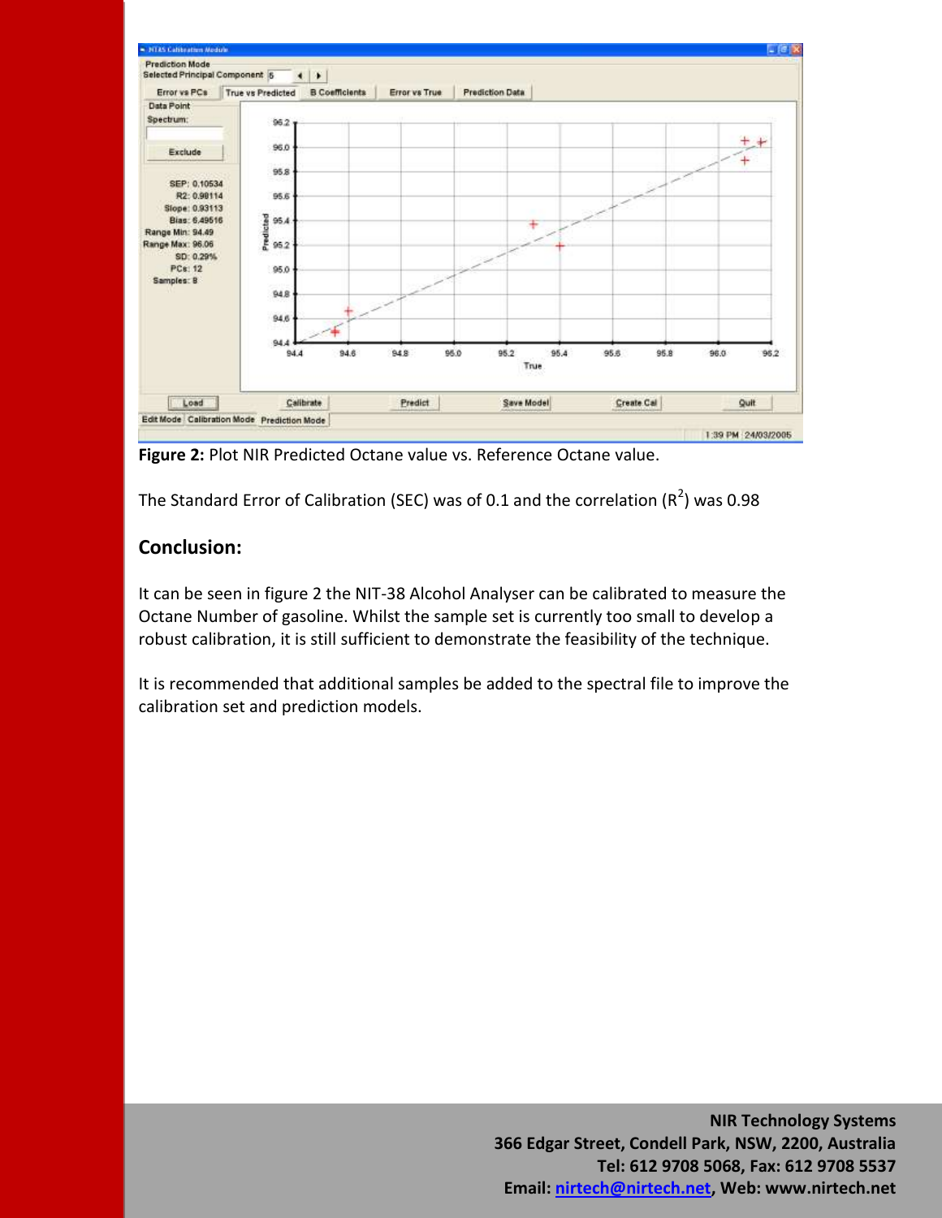Prediction Mode
Selected Principal Component 5

Error vs PCs | True vs Predicted | B Coefficients | Error vs True | Prediction Data

Data Point
Spectrum:
Exclude

SEP: 0.10534
R2: 0.98114
Slope: 0.93113
Bias: 6.49516
Range Min: 94.49
Range Max: 96.06
SD: 0.29%
PCs: 12
Samples: 8

Predicted
96.2
96.0
95.8
95.6
95.4
95.2
95.0
94.8
94.6
94.4

94.4 94.6 94.8 95.0 95.2 95.4 95.6 95.8 96.0 96.2
True

Load | Calibrate | Predict | Save Model | Create Cal | Quit

Edit Mode | Calibration Mode | Prediction Mode

1:39 PM 24/03/2005

**Figure 2:** Plot NIR Predicted Octane value vs. Reference Octane value.

The Standard Error of Calibration (SEC) was of 0.1 and the correlation ($R^2$) was 0.98

## Conclusion:

It can be seen in figure 2 the NIT-38 Alcohol Analyser can be calibrated to measure the Octane Number of gasoline. Whilst the sample set is currently too small to develop a robust calibration, it is still sufficient to demonstrate the feasibility of the technique.

It is recommended that additional samples be added to the spectral file to improve the calibration set and prediction models.

**NIR Technology Systems**
**366 Edgar Street, Condell Park, NSW, 2200, Australia**
**Tel: 612 9708 5068, Fax: 612 9708 5537**
**Email: nirtech@nirtech.net, Web: www.nirtech.net**